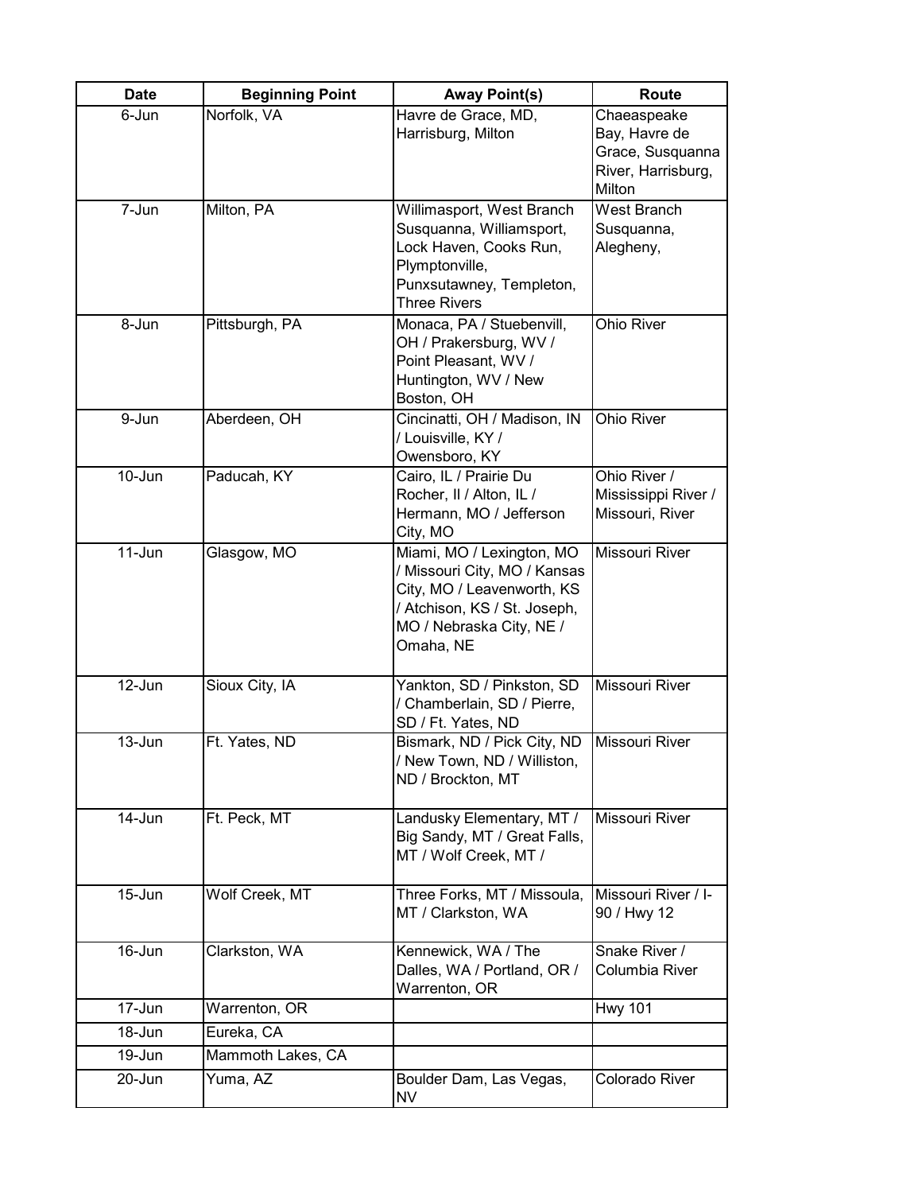| Date | Beginning Point | Away Point(s) | Route |
|---|---|---|---|
| 6-Jun | Norfolk, VA | Havre de Grace, MD, Harrisburg, Milton | Chaeaspeake Bay, Havre de Grace, Susquanna River, Harrisburg, Milton |
| 7-Jun | Milton, PA | Willimasport, West Branch Susquanna, Williamsport, Lock Haven, Cooks Run, Plymptonville, Punxsutawney, Templeton, Three Rivers | West Branch Susquanna, Alegheny, |
| 8-Jun | Pittsburgh, PA | Monaca, PA / Stuebenvill, OH / Prakersburg, WV / Point Pleasant, WV / Huntington, WV / New Boston, OH | Ohio River |
| 9-Jun | Aberdeen, OH | Cincinatti, OH / Madison, IN / Louisville, KY / Owensboro, KY | Ohio River |
| 10-Jun | Paducah, KY | Cairo, IL / Prairie Du Rocher, Il / Alton, IL / Hermann, MO / Jefferson City, MO | Ohio River / Mississippi River / Missouri, River |
| 11-Jun | Glasgow, MO | Miami, MO / Lexington, MO / Missouri City, MO / Kansas City, MO / Leavenworth, KS / Atchison, KS / St. Joseph, MO / Nebraska City, NE / Omaha, NE | Missouri River |
| 12-Jun | Sioux City, IA | Yankton, SD / Pinkston, SD / Chamberlain, SD / Pierre, SD / Ft. Yates, ND | Missouri River |
| 13-Jun | Ft. Yates, ND | Bismark, ND / Pick City, ND / New Town, ND / Williston, ND / Brockton, MT | Missouri River |
| 14-Jun | Ft. Peck, MT | Landusky Elementary, MT / Big Sandy, MT / Great Falls, MT / Wolf Creek, MT / | Missouri River |
| 15-Jun | Wolf Creek, MT | Three Forks, MT / Missoula, MT / Clarkston, WA | Missouri River / I-90 / Hwy 12 |
| 16-Jun | Clarkston, WA | Kennewick, WA / The Dalles, WA / Portland, OR / Warrenton, OR | Snake River / Columbia River |
| 17-Jun | Warrenton, OR | | Hwy 101 |
| 18-Jun | Eureka, CA | | |
| 19-Jun | Mammoth Lakes, CA | | |
| 20-Jun | Yuma, AZ | Boulder Dam, Las Vegas, NV | Colorado River |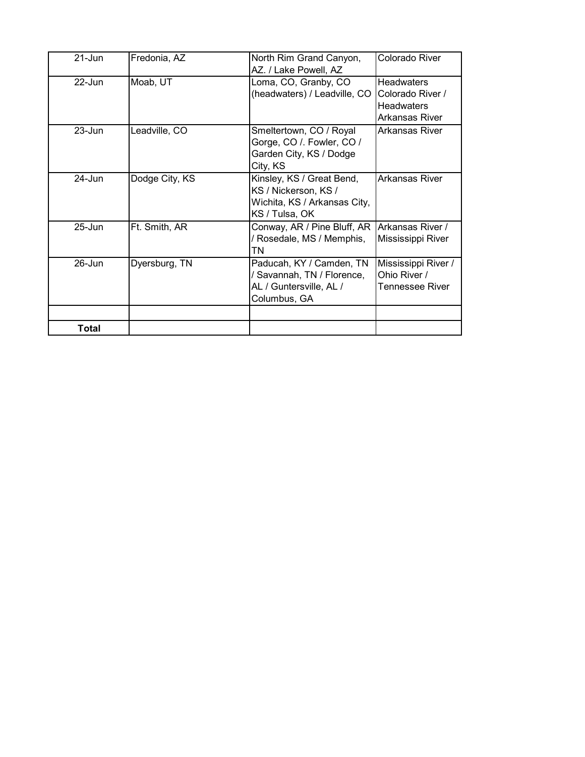| 21-Jun | Fredonia, AZ | North Rim Grand Canyon, AZ. / Lake Powell, AZ | Colorado River |
|---|---|---|---|
| 22-Jun | Moab, UT | Loma, CO, Granby, CO (headwaters) / Leadville, CO | Headwaters Colorado River / Headwaters Arkansas River |
| 23-Jun | Leadville, CO | Smeltertown, CO / Royal Gorge, CO /. Fowler, CO / Garden City, KS / Dodge City, KS | Arkansas River |
| 24-Jun | Dodge City, KS | Kinsley, KS / Great Bend, KS / Nickerson, KS / Wichita, KS / Arkansas City, KS / Tulsa, OK | Arkansas River |
| 25-Jun | Ft. Smith, AR | Conway, AR / Pine Bluff, AR / Rosedale, MS / Memphis, TN | Arkansas River / Mississippi River |
| 26-Jun | Dyersburg, TN | Paducah, KY / Camden, TN / Savannah, TN / Florence, AL / Guntersville, AL / Columbus, GA | Mississippi River / Ohio River / Tennessee River |
| | | | |
| **Total** | | | |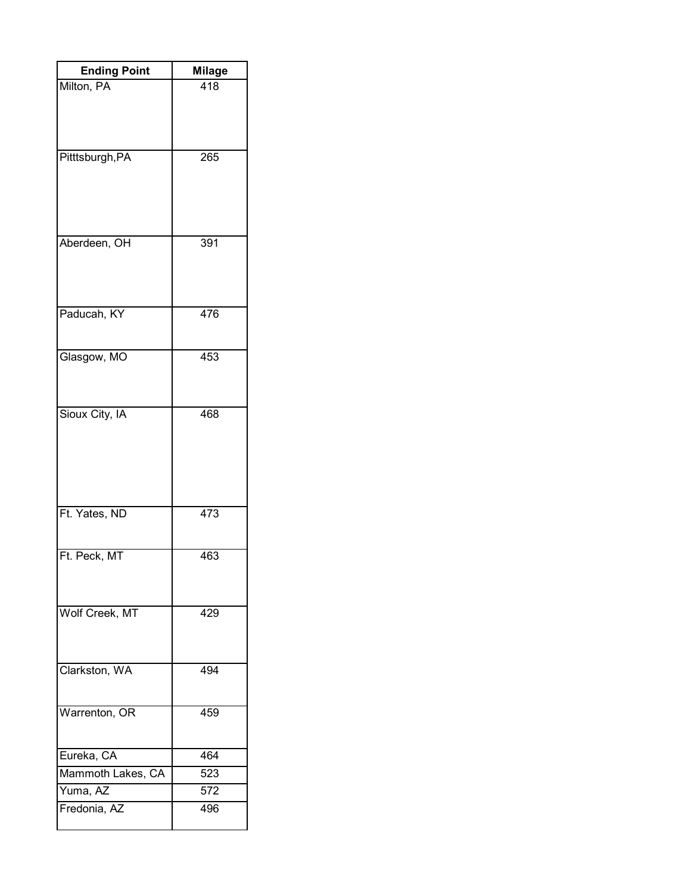| Ending Point | Milage |
| --- | --- |
| Milton, PA | 418 |
| Pitttsburgh,PA | 265 |
| Aberdeen, OH | 391 |
| Paducah, KY | 476 |
| Glasgow, MO | 453 |
| Sioux City, IA | 468 |
| Ft. Yates, ND | 473 |
| Ft. Peck, MT | 463 |
| Wolf Creek, MT | 429 |
| Clarkston, WA | 494 |
| Warrenton, OR | 459 |
| Eureka, CA | 464 |
| Mammoth Lakes, CA | 523 |
| Yuma, AZ | 572 |
| Fredonia, AZ | 496 |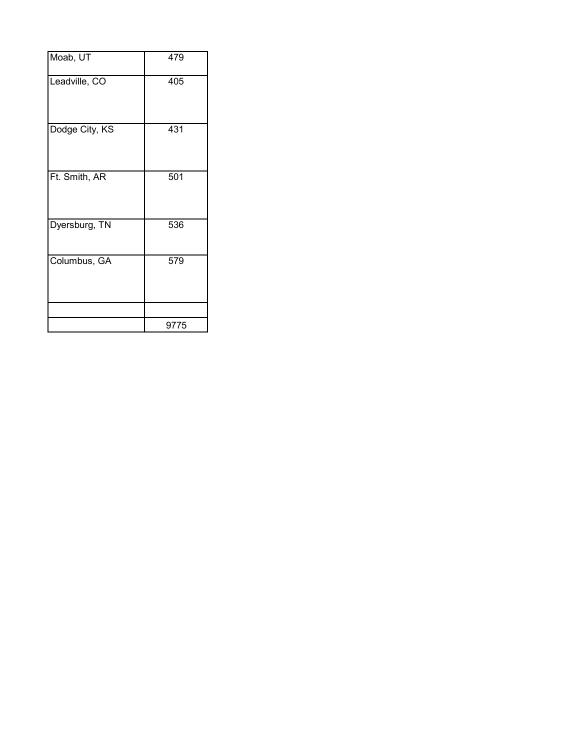| | |
|---|---|
| Moab, UT | 479 |
| Leadville, CO | 405 |
| Dodge City, KS | 431 |
| Ft. Smith, AR | 501 |
| Dyersburg, TN | 536 |
| Columbus, GA | 579 |
| | |
| | 9775 |